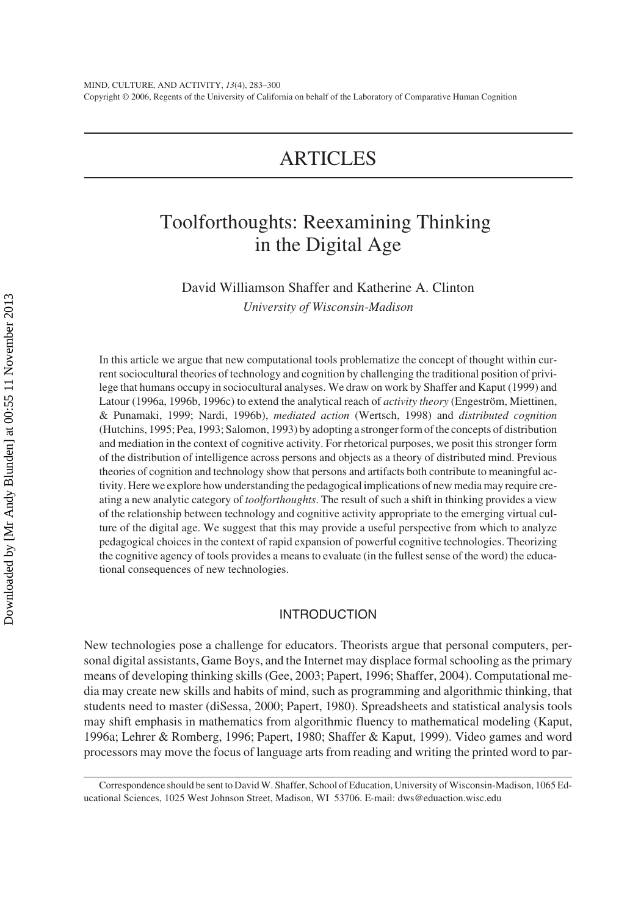# ARTICLES

## Toolforthoughts: Reexamining Thinking in the Digital Age

David Williamson Shaffer and Katherine A. Clinton

*University of Wisconsin-Madison*

In this article we argue that new computational tools problematize the concept of thought within current sociocultural theories of technology and cognition by challenging the traditional position of privilege that humans occupy in sociocultural analyses. We draw on work by Shaffer and Kaput (1999) and Latour (1996a, 1996b, 1996c) to extend the analytical reach of *activity theory* (Engeström, Miettinen, & Punamaki, 1999; Nardi, 1996b), *mediated action* (Wertsch, 1998) and *distributed cognition* (Hutchins, 1995; Pea, 1993; Salomon, 1993) by adopting a stronger form of the concepts of distribution and mediation in the context of cognitive activity. For rhetorical purposes, we posit this stronger form of the distribution of intelligence across persons and objects as a theory of distributed mind. Previous theories of cognition and technology show that persons and artifacts both contribute to meaningful activity. Here we explore how understanding the pedagogical implications of new media may require creating a new analytic category of *toolforthoughts*. The result of such a shift in thinking provides a view of the relationship between technology and cognitive activity appropriate to the emerging virtual culture of the digital age. We suggest that this may provide a useful perspective from which to analyze pedagogical choices in the context of rapid expansion of powerful cognitive technologies. Theorizing the cognitive agency of tools provides a means to evaluate (in the fullest sense of the word) the educational consequences of new technologies.

### INTRODUCTION

New technologies pose a challenge for educators. Theorists argue that personal computers, personal digital assistants, Game Boys, and the Internet may displace formal schooling as the primary means of developing thinking skills (Gee, 2003; Papert, 1996; Shaffer, 2004). Computational media may create new skills and habits of mind, such as programming and algorithmic thinking, that students need to master (diSessa, 2000; Papert, 1980). Spreadsheets and statistical analysis tools may shift emphasis in mathematics from algorithmic fluency to mathematical modeling (Kaput, 1996a; Lehrer & Romberg, 1996; Papert, 1980; Shaffer & Kaput, 1999). Video games and word processors may move the focus of language arts from reading and writing the printed word to par-

Correspondence should be sent to David W. Shaffer, School of Education, University of Wisconsin-Madison, 1065 Educational Sciences, 1025 West Johnson Street, Madison, WI 53706. E-mail: dws@eduaction.wisc.edu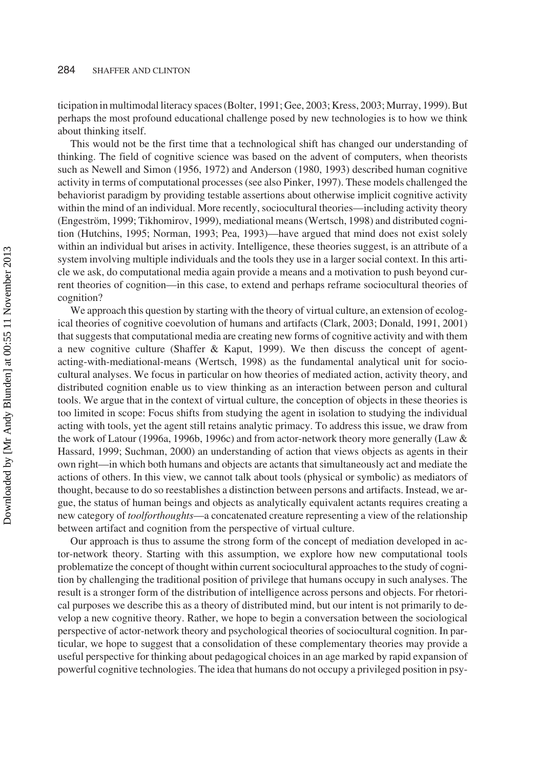ticipation in multimodal literacy spaces (Bolter, 1991; Gee, 2003; Kress, 2003; Murray, 1999). But perhaps the most profound educational challenge posed by new technologies is to how we think about thinking itself.

This would not be the first time that a technological shift has changed our understanding of thinking. The field of cognitive science was based on the advent of computers, when theorists such as Newell and Simon (1956, 1972) and Anderson (1980, 1993) described human cognitive activity in terms of computational processes (see also Pinker, 1997). These models challenged the behaviorist paradigm by providing testable assertions about otherwise implicit cognitive activity within the mind of an individual. More recently, sociocultural theories—including activity theory (Engeström, 1999; Tikhomirov, 1999), mediational means (Wertsch, 1998) and distributed cognition (Hutchins, 1995; Norman, 1993; Pea, 1993)—have argued that mind does not exist solely within an individual but arises in activity. Intelligence, these theories suggest, is an attribute of a system involving multiple individuals and the tools they use in a larger social context. In this article we ask, do computational media again provide a means and a motivation to push beyond current theories of cognition—in this case, to extend and perhaps reframe sociocultural theories of cognition?

We approach this question by starting with the theory of virtual culture, an extension of ecological theories of cognitive coevolution of humans and artifacts (Clark, 2003; Donald, 1991, 2001) that suggests that computational media are creating new forms of cognitive activity and with them a new cognitive culture (Shaffer & Kaput, 1999). We then discuss the concept of agent-acting-with-mediational-means (Wertsch, 1998) as the fundamental analytical unit for sociocultural analyses. We focus in particular on how theories of mediated action, activity theory, and distributed cognition enable us to view thinking as an interaction between person and cultural tools. We argue that in the context of virtual culture, the conception of objects in these theories is too limited in scope: Focus shifts from studying the agent in isolation to studying the individual acting with tools, yet the agent still retains analytic primacy. To address this issue, we draw from the work of Latour (1996a, 1996b, 1996c) and from actor-network theory more generally (Law & Hassard, 1999; Suchman, 2000) an understanding of action that views objects as agents in their own right—in which both humans and objects are actants that simultaneously act and mediate the actions of others. In this view, we cannot talk about tools (physical or symbolic) as mediators of thought, because to do so reestablishes a distinction between persons and artifacts. Instead, we argue, the status of human beings and objects as analytically equivalent actants requires creating a new category of *toolforthoughts*—a concatenated creature representing a view of the relationship between artifact and cognition from the perspective of virtual culture.

Our approach is thus to assume the strong form of the concept of mediation developed in actor-network theory. Starting with this assumption, we explore how new computational tools problematize the concept of thought within current sociocultural approaches to the study of cognition by challenging the traditional position of privilege that humans occupy in such analyses. The result is a stronger form of the distribution of intelligence across persons and objects. For rhetorical purposes we describe this as a theory of distributed mind, but our intent is not primarily to develop a new cognitive theory. Rather, we hope to begin a conversation between the sociological perspective of actor-network theory and psychological theories of sociocultural cognition. In particular, we hope to suggest that a consolidation of these complementary theories may provide a useful perspective for thinking about pedagogical choices in an age marked by rapid expansion of powerful cognitive technologies. The idea that humans do not occupy a privileged position in psy-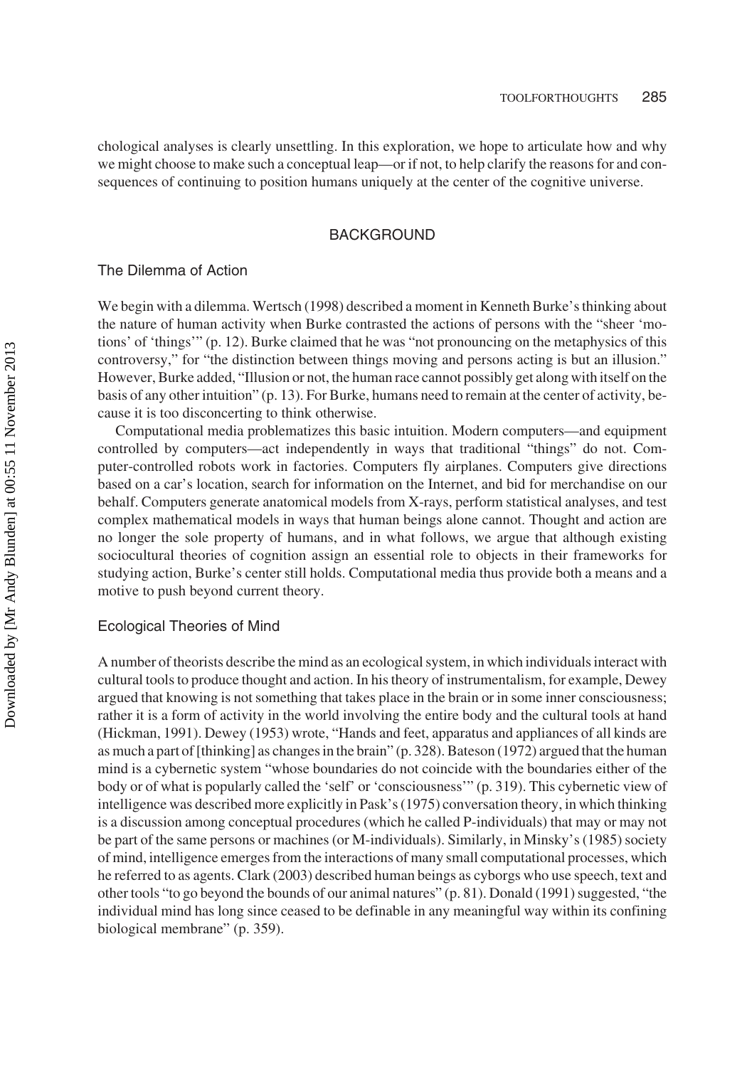chological analyses is clearly unsettling. In this exploration, we hope to articulate how and why we might choose to make such a conceptual leap—or if not, to help clarify the reasons for and consequences of continuing to position humans uniquely at the center of the cognitive universe.

## BACKGROUND

### The Dilemma of Action

We begin with a dilemma. Wertsch (1998) described a moment in Kenneth Burke's thinking about the nature of human activity when Burke contrasted the actions of persons with the "sheer 'motions' of 'things'" (p. 12). Burke claimed that he was "not pronouncing on the metaphysics of this controversy," for "the distinction between things moving and persons acting is but an illusion." However, Burke added, "Illusion or not, the human race cannot possibly get along with itself on the basis of any other intuition" (p. 13). For Burke, humans need to remain at the center of activity, because it is too disconcerting to think otherwise.

Computational media problematizes this basic intuition. Modern computers—and equipment controlled by computers—act independently in ways that traditional "things" do not. Computer-controlled robots work in factories. Computers fly airplanes. Computers give directions based on a car's location, search for information on the Internet, and bid for merchandise on our behalf. Computers generate anatomical models from X-rays, perform statistical analyses, and test complex mathematical models in ways that human beings alone cannot. Thought and action are no longer the sole property of humans, and in what follows, we argue that although existing sociocultural theories of cognition assign an essential role to objects in their frameworks for studying action, Burke's center still holds. Computational media thus provide both a means and a motive to push beyond current theory.

### Ecological Theories of Mind

A number of theorists describe the mind as an ecological system, in which individuals interact with cultural tools to produce thought and action. In his theory of instrumentalism, for example, Dewey argued that knowing is not something that takes place in the brain or in some inner consciousness; rather it is a form of activity in the world involving the entire body and the cultural tools at hand (Hickman, 1991). Dewey (1953) wrote, "Hands and feet, apparatus and appliances of all kinds are as much a part of [thinking] as changes in the brain" (p. 328). Bateson (1972) argued that the human mind is a cybernetic system "whose boundaries do not coincide with the boundaries either of the body or of what is popularly called the 'self' or 'consciousness'" (p. 319). This cybernetic view of intelligence was described more explicitly in Pask's (1975) conversation theory, in which thinking is a discussion among conceptual procedures (which he called P-individuals) that may or may not be part of the same persons or machines (or M-individuals). Similarly, in Minsky's (1985) society of mind, intelligence emerges from the interactions of many small computational processes, which he referred to as agents. Clark (2003) described human beings as cyborgs who use speech, text and other tools "to go beyond the bounds of our animal natures" (p. 81). Donald (1991) suggested, "the individual mind has long since ceased to be definable in any meaningful way within its confining biological membrane" (p. 359).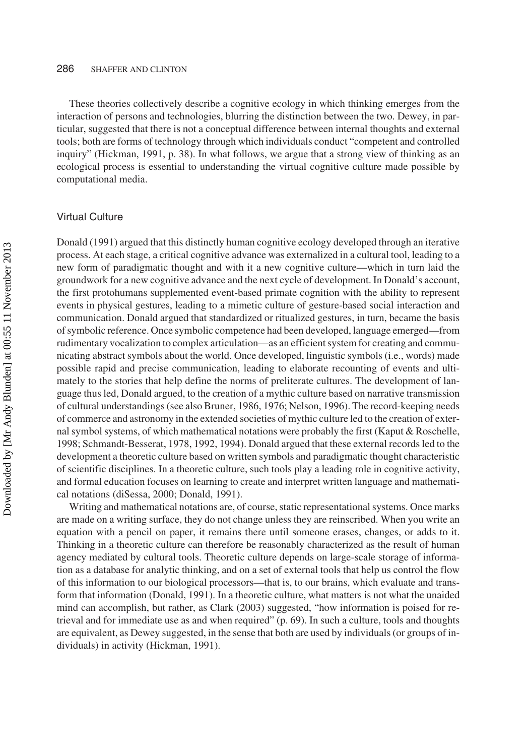These theories collectively describe a cognitive ecology in which thinking emerges from the interaction of persons and technologies, blurring the distinction between the two. Dewey, in particular, suggested that there is not a conceptual difference between internal thoughts and external tools; both are forms of technology through which individuals conduct "competent and controlled inquiry" (Hickman, 1991, p. 38). In what follows, we argue that a strong view of thinking as an ecological process is essential to understanding the virtual cognitive culture made possible by computational media.

## Virtual Culture

Donald (1991) argued that this distinctly human cognitive ecology developed through an iterative process. At each stage, a critical cognitive advance was externalized in a cultural tool, leading to a new form of paradigmatic thought and with it a new cognitive culture—which in turn laid the groundwork for a new cognitive advance and the next cycle of development. In Donald's account, the first protohumans supplemented event-based primate cognition with the ability to represent events in physical gestures, leading to a mimetic culture of gesture-based social interaction and communication. Donald argued that standardized or ritualized gestures, in turn, became the basis of symbolic reference. Once symbolic competence had been developed, language emerged—from rudimentary vocalization to complex articulation—as an efficient system for creating and communicating abstract symbols about the world. Once developed, linguistic symbols (i.e., words) made possible rapid and precise communication, leading to elaborate recounting of events and ultimately to the stories that help define the norms of preliterate cultures. The development of language thus led, Donald argued, to the creation of a mythic culture based on narrative transmission of cultural understandings (see also Bruner, 1986, 1976; Nelson, 1996). The record-keeping needs of commerce and astronomy in the extended societies of mythic culture led to the creation of external symbol systems, of which mathematical notations were probably the first (Kaput & Roschelle, 1998; Schmandt-Besserat, 1978, 1992, 1994). Donald argued that these external records led to the development a theoretic culture based on written symbols and paradigmatic thought characteristic of scientific disciplines. In a theoretic culture, such tools play a leading role in cognitive activity, and formal education focuses on learning to create and interpret written language and mathematical notations (diSessa, 2000; Donald, 1991).

Writing and mathematical notations are, of course, static representational systems. Once marks are made on a writing surface, they do not change unless they are reinscribed. When you write an equation with a pencil on paper, it remains there until someone erases, changes, or adds to it. Thinking in a theoretic culture can therefore be reasonably characterized as the result of human agency mediated by cultural tools. Theoretic culture depends on large-scale storage of information as a database for analytic thinking, and on a set of external tools that help us control the flow of this information to our biological processors—that is, to our brains, which evaluate and transform that information (Donald, 1991). In a theoretic culture, what matters is not what the unaided mind can accomplish, but rather, as Clark (2003) suggested, "how information is poised for retrieval and for immediate use as and when required" (p. 69). In such a culture, tools and thoughts are equivalent, as Dewey suggested, in the sense that both are used by individuals (or groups of individuals) in activity (Hickman, 1991).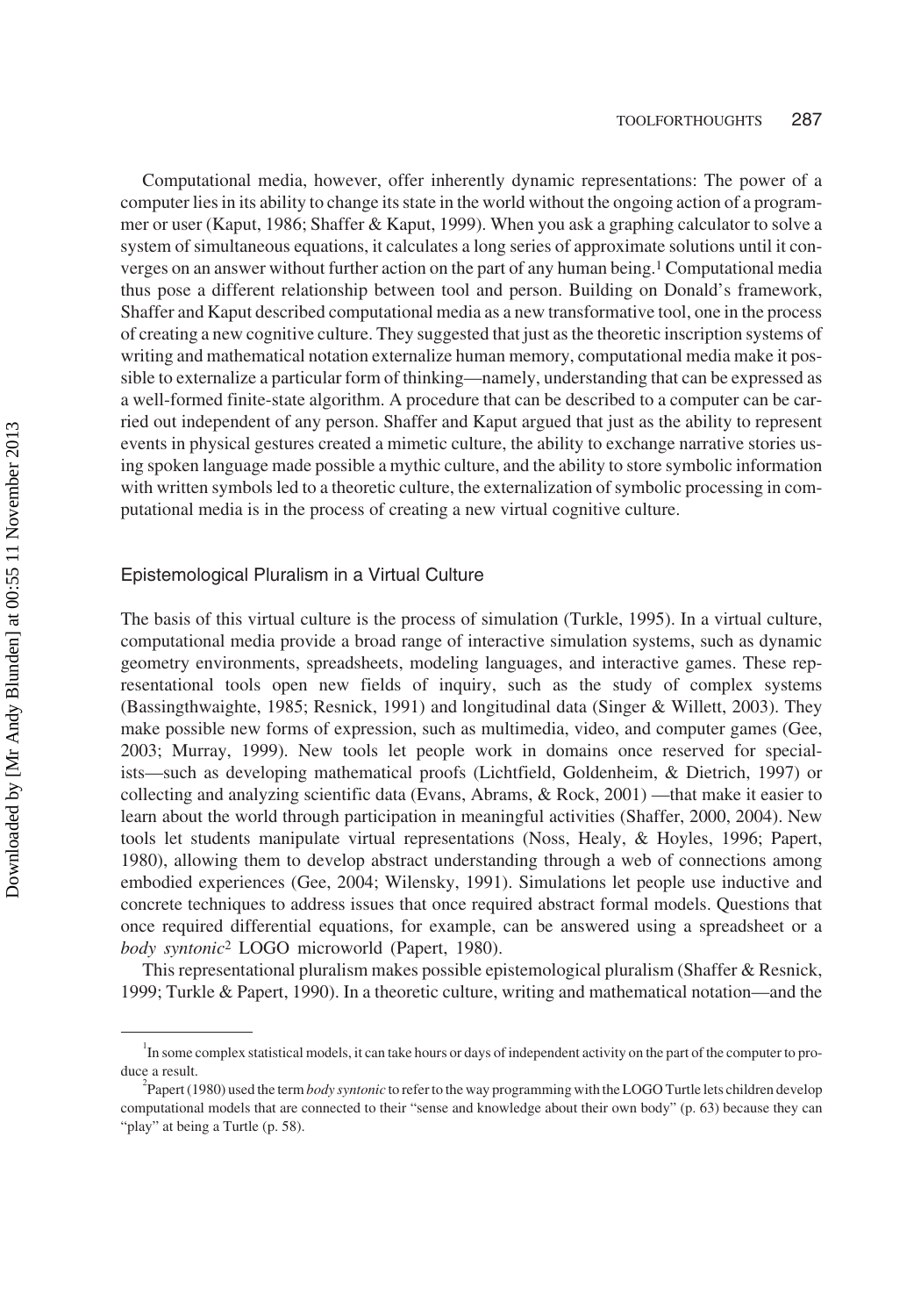Computational media, however, offer inherently dynamic representations: The power of a computer lies in its ability to change its state in the world without the ongoing action of a programmer or user (Kaput, 1986; Shaffer & Kaput, 1999). When you ask a graphing calculator to solve a system of simultaneous equations, it calculates a long series of approximate solutions until it converges on an answer without further action on the part of any human being.[1] Computational media thus pose a different relationship between tool and person. Building on Donald's framework, Shaffer and Kaput described computational media as a new transformative tool, one in the process of creating a new cognitive culture. They suggested that just as the theoretic inscription systems of writing and mathematical notation externalize human memory, computational media make it possible to externalize a particular form of thinking—namely, understanding that can be expressed as a well-formed finite-state algorithm. A procedure that can be described to a computer can be carried out independent of any person. Shaffer and Kaput argued that just as the ability to represent events in physical gestures created a mimetic culture, the ability to exchange narrative stories using spoken language made possible a mythic culture, and the ability to store symbolic information with written symbols led to a theoretic culture, the externalization of symbolic processing in computational media is in the process of creating a new virtual cognitive culture.

## Epistemological Pluralism in a Virtual Culture

The basis of this virtual culture is the process of simulation (Turkle, 1995). In a virtual culture, computational media provide a broad range of interactive simulation systems, such as dynamic geometry environments, spreadsheets, modeling languages, and interactive games. These representational tools open new fields of inquiry, such as the study of complex systems (Bassingthwaighte, 1985; Resnick, 1991) and longitudinal data (Singer & Willett, 2003). They make possible new forms of expression, such as multimedia, video, and computer games (Gee, 2003; Murray, 1999). New tools let people work in domains once reserved for specialists—such as developing mathematical proofs (Lichtfield, Goldenheim, & Dietrich, 1997) or collecting and analyzing scientific data (Evans, Abrams, & Rock, 2001) —that make it easier to learn about the world through participation in meaningful activities (Shaffer, 2000, 2004). New tools let students manipulate virtual representations (Noss, Healy, & Hoyles, 1996; Papert, 1980), allowing them to develop abstract understanding through a web of connections among embodied experiences (Gee, 2004; Wilensky, 1991). Simulations let people use inductive and concrete techniques to address issues that once required abstract formal models. Questions that once required differential equations, for example, can be answered using a spreadsheet or a *body syntonic*[2] LOGO microworld (Papert, 1980).

This representational pluralism makes possible epistemological pluralism (Shaffer & Resnick, 1999; Turkle & Papert, 1990). In a theoretic culture, writing and mathematical notation—and the

---

[1] In some complex statistical models, it can take hours or days of independent activity on the part of the computer to produce a result.

[2] Papert (1980) used the term *body syntonic* to refer to the way programming with the LOGO Turtle lets children develop computational models that are connected to their "sense and knowledge about their own body" (p. 63) because they can "play" at being a Turtle (p. 58).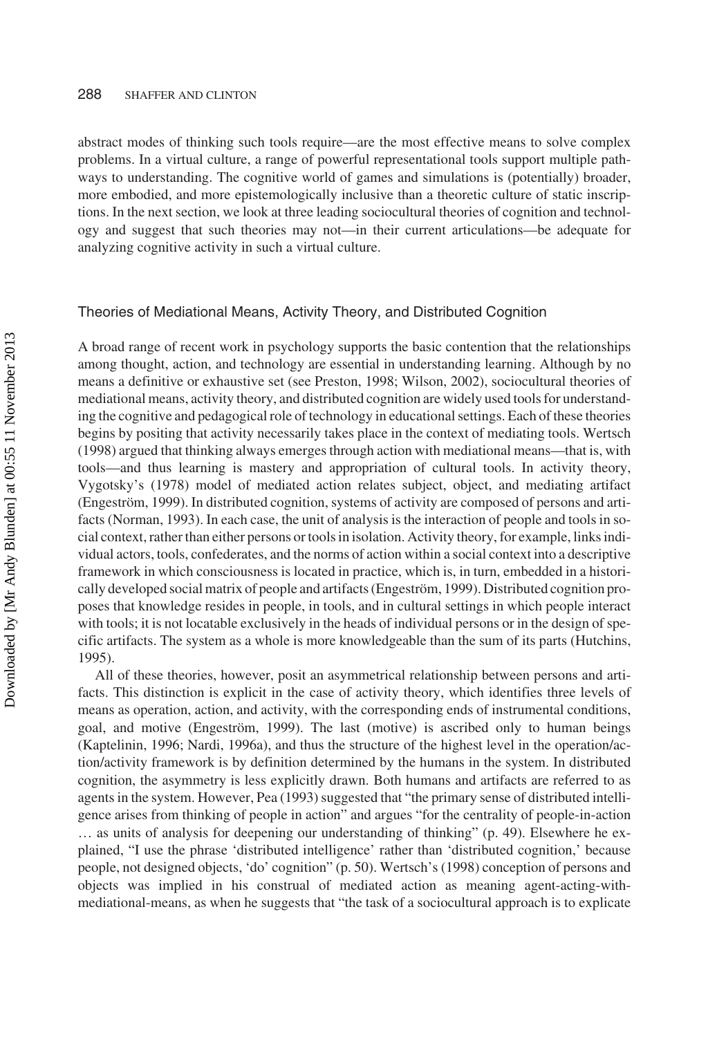abstract modes of thinking such tools require—are the most effective means to solve complex problems. In a virtual culture, a range of powerful representational tools support multiple pathways to understanding. The cognitive world of games and simulations is (potentially) broader, more embodied, and more epistemologically inclusive than a theoretic culture of static inscriptions. In the next section, we look at three leading sociocultural theories of cognition and technology and suggest that such theories may not—in their current articulations—be adequate for analyzing cognitive activity in such a virtual culture.

## Theories of Mediational Means, Activity Theory, and Distributed Cognition

A broad range of recent work in psychology supports the basic contention that the relationships among thought, action, and technology are essential in understanding learning. Although by no means a definitive or exhaustive set (see Preston, 1998; Wilson, 2002), sociocultural theories of mediational means, activity theory, and distributed cognition are widely used tools for understanding the cognitive and pedagogical role of technology in educational settings. Each of these theories begins by positing that activity necessarily takes place in the context of mediating tools. Wertsch (1998) argued that thinking always emerges through action with mediational means—that is, with tools—and thus learning is mastery and appropriation of cultural tools. In activity theory, Vygotsky's (1978) model of mediated action relates subject, object, and mediating artifact (Engeström, 1999). In distributed cognition, systems of activity are composed of persons and artifacts (Norman, 1993). In each case, the unit of analysis is the interaction of people and tools in social context, rather than either persons or tools in isolation. Activity theory, for example, links individual actors, tools, confederates, and the norms of action within a social context into a descriptive framework in which consciousness is located in practice, which is, in turn, embedded in a historically developed social matrix of people and artifacts (Engeström, 1999). Distributed cognition proposes that knowledge resides in people, in tools, and in cultural settings in which people interact with tools; it is not locatable exclusively in the heads of individual persons or in the design of specific artifacts. The system as a whole is more knowledgeable than the sum of its parts (Hutchins, 1995).

All of these theories, however, posit an asymmetrical relationship between persons and artifacts. This distinction is explicit in the case of activity theory, which identifies three levels of means as operation, action, and activity, with the corresponding ends of instrumental conditions, goal, and motive (Engeström, 1999). The last (motive) is ascribed only to human beings (Kaptelinin, 1996; Nardi, 1996a), and thus the structure of the highest level in the operation/action/activity framework is by definition determined by the humans in the system. In distributed cognition, the asymmetry is less explicitly drawn. Both humans and artifacts are referred to as agents in the system. However, Pea (1993) suggested that "the primary sense of distributed intelligence arises from thinking of people in action" and argues "for the centrality of people-in-action … as units of analysis for deepening our understanding of thinking" (p. 49). Elsewhere he explained, "I use the phrase 'distributed intelligence' rather than 'distributed cognition,' because people, not designed objects, 'do' cognition" (p. 50). Wertsch's (1998) conception of persons and objects was implied in his construal of mediated action as meaning agent-acting-with-mediational-means, as when he suggests that "the task of a sociocultural approach is to explicate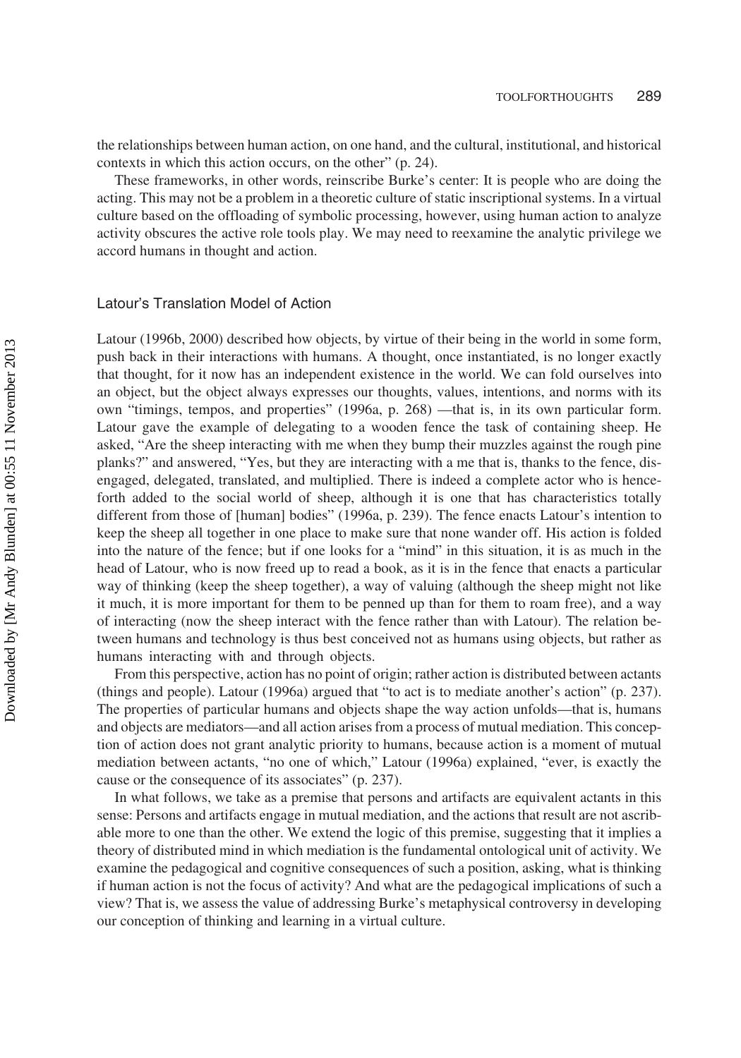the relationships between human action, on one hand, and the cultural, institutional, and historical contexts in which this action occurs, on the other" (p. 24).

These frameworks, in other words, reinscribe Burke's center: It is people who are doing the acting. This may not be a problem in a theoretic culture of static inscriptional systems. In a virtual culture based on the offloading of symbolic processing, however, using human action to analyze activity obscures the active role tools play. We may need to reexamine the analytic privilege we accord humans in thought and action.

## Latour's Translation Model of Action

Latour (1996b, 2000) described how objects, by virtue of their being in the world in some form, push back in their interactions with humans. A thought, once instantiated, is no longer exactly that thought, for it now has an independent existence in the world. We can fold ourselves into an object, but the object always expresses our thoughts, values, intentions, and norms with its own "timings, tempos, and properties" (1996a, p. 268) —that is, in its own particular form. Latour gave the example of delegating to a wooden fence the task of containing sheep. He asked, "Are the sheep interacting with me when they bump their muzzles against the rough pine planks?" and answered, "Yes, but they are interacting with a me that is, thanks to the fence, disengaged, delegated, translated, and multiplied. There is indeed a complete actor who is henceforth added to the social world of sheep, although it is one that has characteristics totally different from those of [human] bodies" (1996a, p. 239). The fence enacts Latour's intention to keep the sheep all together in one place to make sure that none wander off. His action is folded into the nature of the fence; but if one looks for a "mind" in this situation, it is as much in the head of Latour, who is now freed up to read a book, as it is in the fence that enacts a particular way of thinking (keep the sheep together), a way of valuing (although the sheep might not like it much, it is more important for them to be penned up than for them to roam free), and a way of interacting (now the sheep interact with the fence rather than with Latour). The relation between humans and technology is thus best conceived not as humans using objects, but rather as humans interacting with and through objects.

From this perspective, action has no point of origin; rather action is distributed between actants (things and people). Latour (1996a) argued that "to act is to mediate another's action" (p. 237). The properties of particular humans and objects shape the way action unfolds—that is, humans and objects are mediators—and all action arises from a process of mutual mediation. This conception of action does not grant analytic priority to humans, because action is a moment of mutual mediation between actants, "no one of which," Latour (1996a) explained, "ever, is exactly the cause or the consequence of its associates" (p. 237).

In what follows, we take as a premise that persons and artifacts are equivalent actants in this sense: Persons and artifacts engage in mutual mediation, and the actions that result are not ascribable more to one than the other. We extend the logic of this premise, suggesting that it implies a theory of distributed mind in which mediation is the fundamental ontological unit of activity. We examine the pedagogical and cognitive consequences of such a position, asking, what is thinking if human action is not the focus of activity? And what are the pedagogical implications of such a view? That is, we assess the value of addressing Burke's metaphysical controversy in developing our conception of thinking and learning in a virtual culture.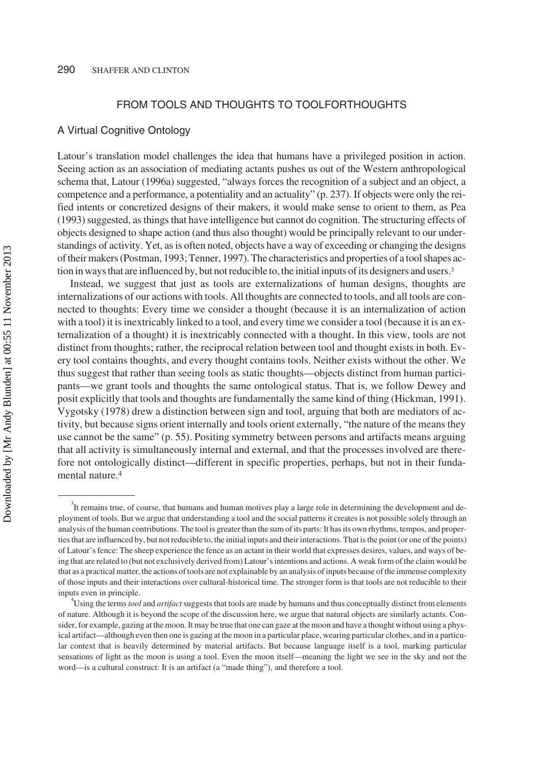## FROM TOOLS AND THOUGHTS TO TOOLFORTHOUGHTS

### A Virtual Cognitive Ontology

Latour's translation model challenges the idea that humans have a privileged position in action. Seeing action as an association of mediating actants pushes us out of the Western anthropological schema that, Latour (1996a) suggested, "always forces the recognition of a subject and an object, a competence and a performance, a potentiality and an actuality" (p. 237). If objects were only the reified intents or concretized designs of their makers, it would make sense to orient to them, as Pea (1993) suggested, as things that have intelligence but cannot do cognition. The structuring effects of objects designed to shape action (and thus also thought) would be principally relevant to our understandings of activity. Yet, as is often noted, objects have a way of exceeding or changing the designs of their makers (Postman, 1993; Tenner, 1997). The characteristics and properties of a tool shapes action in ways that are influenced by, but not reducible to, the initial inputs of its designers and users.[3]

Instead, we suggest that just as tools are externalizations of human designs, thoughts are internalizations of our actions with tools. All thoughts are connected to tools, and all tools are connected to thoughts: Every time we consider a thought (because it is an internalization of action with a tool) it is inextricably linked to a tool, and every time we consider a tool (because it is an externalization of a thought) it is inextricably connected with a thought. In this view, tools are not distinct from thoughts; rather, the reciprocal relation between tool and thought exists in both. Every tool contains thoughts, and every thought contains tools. Neither exists without the other. We thus suggest that rather than seeing tools as static thoughts—objects distinct from human participants—we grant tools and thoughts the same ontological status. That is, we follow Dewey and posit explicitly that tools and thoughts are fundamentally the same kind of thing (Hickman, 1991). Vygotsky (1978) drew a distinction between sign and tool, arguing that both are mediators of activity, but because signs orient internally and tools orient externally, "the nature of the means they use cannot be the same" (p. 55). Positing symmetry between persons and artifacts means arguing that all activity is simultaneously internal and external, and that the processes involved are therefore not ontologically distinct—different in specific properties, perhaps, but not in their fundamental nature.[4]

---

[3]It remains true, of course, that humans and human motives play a large role in determining the development and deployment of tools. But we argue that understanding a tool and the social patterns it creates is not possible solely through an analysis of the human contributions. The tool is greater than the sum of its parts: It has its own rhythms, tempos, and properties that are influenced by, but not reducible to, the initial inputs and their interactions. That is the point (or one of the points) of Latour's fence: The sheep experience the fence as an actant in their world that expresses desires, values, and ways of being that are related to (but not exclusively derived from) Latour's intentions and actions. A weak form of the claim would be that as a practical matter, the actions of tools are not explainable by an analysis of inputs because of the immense complexity of those inputs and their interactions over cultural-historical time. The stronger form is that tools are not reducible to their inputs even in principle.

[4]Using the terms *tool* and *artifact* suggests that tools are made by humans and thus conceptually distinct from elements of nature. Although it is beyond the scope of the discussion here, we argue that natural objects are similarly actants. Consider, for example, gazing at the moon. It may be true that one can gaze at the moon and have a thought without using a physical artifact—although even then one is gazing at the moon in a particular place, wearing particular clothes, and in a particular context that is heavily determined by material artifacts. But because language itself is a tool, marking particular sensations of light as the moon is using a tool. Even the moon itself—meaning the light we see in the sky and not the word—is a cultural construct: It is an artifact (a "made thing"), and therefore a tool.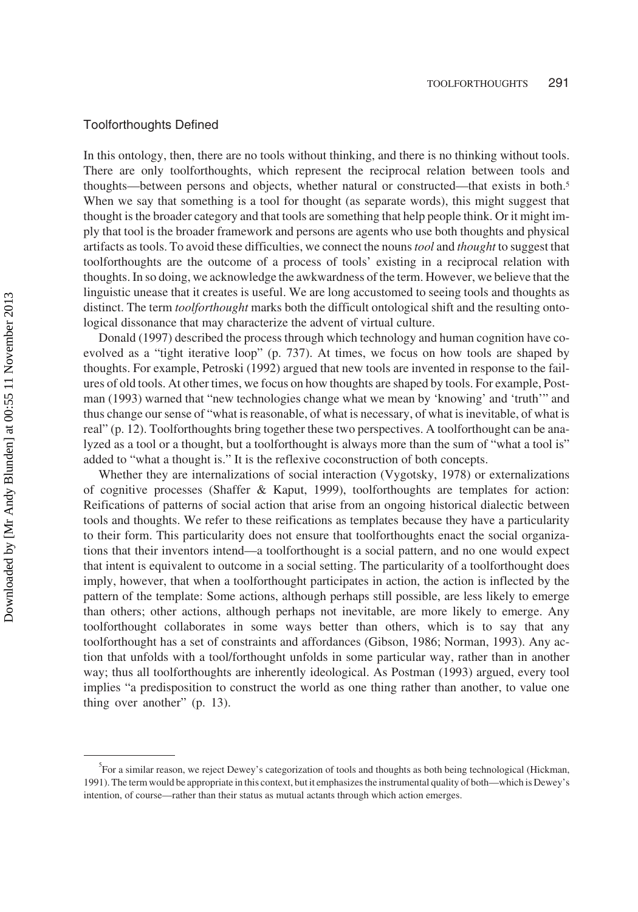## Toolforthoughts Defined

In this ontology, then, there are no tools without thinking, and there is no thinking without tools. There are only toolforthoughts, which represent the reciprocal relation between tools and thoughts—between persons and objects, whether natural or constructed—that exists in both.[5] When we say that something is a tool for thought (as separate words), this might suggest that thought is the broader category and that tools are something that help people think. Or it might imply that tool is the broader framework and persons are agents who use both thoughts and physical artifacts as tools. To avoid these difficulties, we connect the nouns *tool* and *thought* to suggest that toolforthoughts are the outcome of a process of tools' existing in a reciprocal relation with thoughts. In so doing, we acknowledge the awkwardness of the term. However, we believe that the linguistic unease that it creates is useful. We are long accustomed to seeing tools and thoughts as distinct. The term *toolforthought* marks both the difficult ontological shift and the resulting ontological dissonance that may characterize the advent of virtual culture.

Donald (1997) described the process through which technology and human cognition have coevolved as a "tight iterative loop" (p. 737). At times, we focus on how tools are shaped by thoughts. For example, Petroski (1992) argued that new tools are invented in response to the failures of old tools. At other times, we focus on how thoughts are shaped by tools. For example, Postman (1993) warned that "new technologies change what we mean by 'knowing' and 'truth'" and thus change our sense of "what is reasonable, of what is necessary, of what is inevitable, of what is real" (p. 12). Toolforthoughts bring together these two perspectives. A toolforthought can be analyzed as a tool or a thought, but a toolforthought is always more than the sum of "what a tool is" added to "what a thought is." It is the reflexive coconstruction of both concepts.

Whether they are internalizations of social interaction (Vygotsky, 1978) or externalizations of cognitive processes (Shaffer & Kaput, 1999), toolforthoughts are templates for action: Reifications of patterns of social action that arise from an ongoing historical dialectic between tools and thoughts. We refer to these reifications as templates because they have a particularity to their form. This particularity does not ensure that toolforthoughts enact the social organizations that their inventors intend—a toolforthought is a social pattern, and no one would expect that intent is equivalent to outcome in a social setting. The particularity of a toolforthought does imply, however, that when a toolforthought participates in action, the action is inflected by the pattern of the template: Some actions, although perhaps still possible, are less likely to emerge than others; other actions, although perhaps not inevitable, are more likely to emerge. Any toolforthought collaborates in some ways better than others, which is to say that any toolforthought has a set of constraints and affordances (Gibson, 1986; Norman, 1993). Any action that unfolds with a tool/forthought unfolds in some particular way, rather than in another way; thus all toolforthoughts are inherently ideological. As Postman (1993) argued, every tool implies "a predisposition to construct the world as one thing rather than another, to value one thing over another" (p. 13).

[5]For a similar reason, we reject Dewey's categorization of tools and thoughts as both being technological (Hickman, 1991). The term would be appropriate in this context, but it emphasizes the instrumental quality of both—which is Dewey's intention, of course—rather than their status as mutual actants through which action emerges.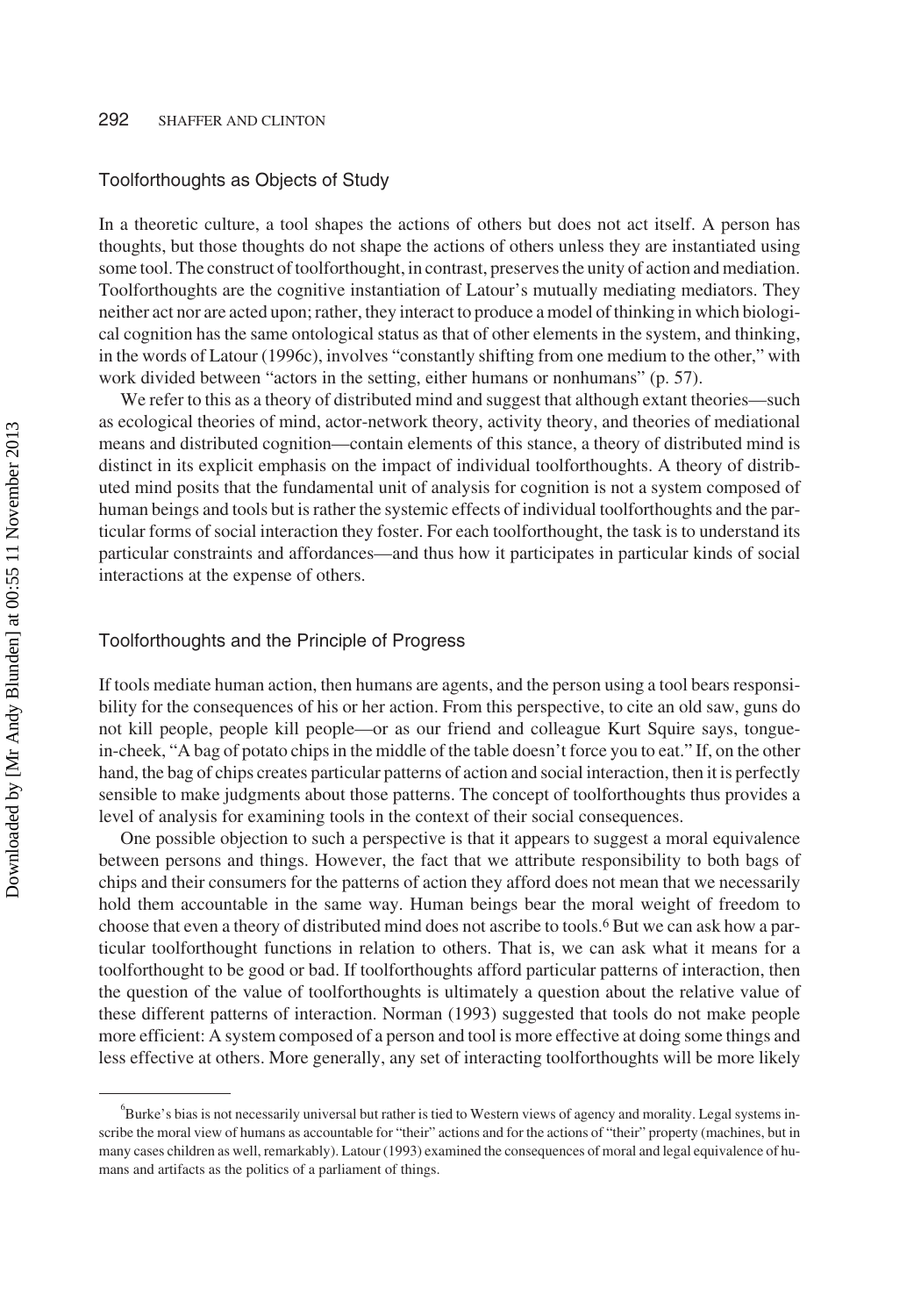## Toolforthoughts as Objects of Study

In a theoretic culture, a tool shapes the actions of others but does not act itself. A person has thoughts, but those thoughts do not shape the actions of others unless they are instantiated using some tool. The construct of toolforthought, in contrast, preserves the unity of action and mediation. Toolforthoughts are the cognitive instantiation of Latour's mutually mediating mediators. They neither act nor are acted upon; rather, they interact to produce a model of thinking in which biological cognition has the same ontological status as that of other elements in the system, and thinking, in the words of Latour (1996c), involves "constantly shifting from one medium to the other," with work divided between "actors in the setting, either humans or nonhumans" (p. 57).

We refer to this as a theory of distributed mind and suggest that although extant theories—such as ecological theories of mind, actor-network theory, activity theory, and theories of mediational means and distributed cognition—contain elements of this stance, a theory of distributed mind is distinct in its explicit emphasis on the impact of individual toolforthoughts. A theory of distributed mind posits that the fundamental unit of analysis for cognition is not a system composed of human beings and tools but is rather the systemic effects of individual toolforthoughts and the particular forms of social interaction they foster. For each toolforthought, the task is to understand its particular constraints and affordances—and thus how it participates in particular kinds of social interactions at the expense of others.

## Toolforthoughts and the Principle of Progress

If tools mediate human action, then humans are agents, and the person using a tool bears responsibility for the consequences of his or her action. From this perspective, to cite an old saw, guns do not kill people, people kill people—or as our friend and colleague Kurt Squire says, tongue-in-cheek, "A bag of potato chips in the middle of the table doesn't force you to eat." If, on the other hand, the bag of chips creates particular patterns of action and social interaction, then it is perfectly sensible to make judgments about those patterns. The concept of toolforthoughts thus provides a level of analysis for examining tools in the context of their social consequences.

One possible objection to such a perspective is that it appears to suggest a moral equivalence between persons and things. However, the fact that we attribute responsibility to both bags of chips and their consumers for the patterns of action they afford does not mean that we necessarily hold them accountable in the same way. Human beings bear the moral weight of freedom to choose that even a theory of distributed mind does not ascribe to tools.[6] But we can ask how a particular toolforthought functions in relation to others. That is, we can ask what it means for a toolforthought to be good or bad. If toolforthoughts afford particular patterns of interaction, then the question of the value of toolforthoughts is ultimately a question about the relative value of these different patterns of interaction. Norman (1993) suggested that tools do not make people more efficient: A system composed of a person and tool is more effective at doing some things and less effective at others. More generally, any set of interacting toolforthoughts will be more likely

---

[6]Burke's bias is not necessarily universal but rather is tied to Western views of agency and morality. Legal systems inscribe the moral view of humans as accountable for "their" actions and for the actions of "their" property (machines, but in many cases children as well, remarkably). Latour (1993) examined the consequences of moral and legal equivalence of humans and artifacts as the politics of a parliament of things.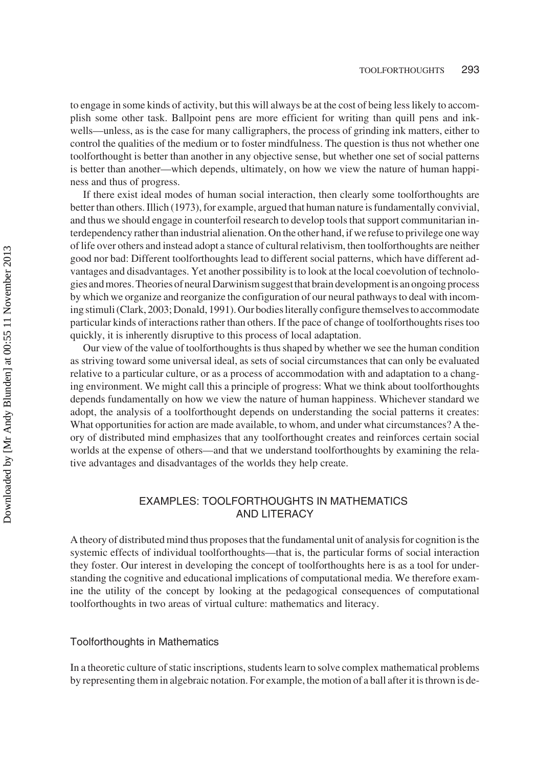to engage in some kinds of activity, but this will always be at the cost of being less likely to accomplish some other task. Ballpoint pens are more efficient for writing than quill pens and inkwells—unless, as is the case for many calligraphers, the process of grinding ink matters, either to control the qualities of the medium or to foster mindfulness. The question is thus not whether one toolforthought is better than another in any objective sense, but whether one set of social patterns is better than another—which depends, ultimately, on how we view the nature of human happiness and thus of progress.

If there exist ideal modes of human social interaction, then clearly some toolforthoughts are better than others. Illich (1973), for example, argued that human nature is fundamentally convivial, and thus we should engage in counterfoil research to develop tools that support communitarian interdependency rather than industrial alienation. On the other hand, if we refuse to privilege one way of life over others and instead adopt a stance of cultural relativism, then toolforthoughts are neither good nor bad: Different toolforthoughts lead to different social patterns, which have different advantages and disadvantages. Yet another possibility is to look at the local coevolution of technologies and mores. Theories of neural Darwinism suggest that brain development is an ongoing process by which we organize and reorganize the configuration of our neural pathways to deal with incoming stimuli (Clark, 2003; Donald, 1991). Our bodies literally configure themselves to accommodate particular kinds of interactions rather than others. If the pace of change of toolforthoughts rises too quickly, it is inherently disruptive to this process of local adaptation.

Our view of the value of toolforthoughts is thus shaped by whether we see the human condition as striving toward some universal ideal, as sets of social circumstances that can only be evaluated relative to a particular culture, or as a process of accommodation with and adaptation to a changing environment. We might call this a principle of progress: What we think about toolforthoughts depends fundamentally on how we view the nature of human happiness. Whichever standard we adopt, the analysis of a toolforthought depends on understanding the social patterns it creates: What opportunities for action are made available, to whom, and under what circumstances? A theory of distributed mind emphasizes that any toolforthought creates and reinforces certain social worlds at the expense of others—and that we understand toolforthoughts by examining the relative advantages and disadvantages of the worlds they help create.

## EXAMPLES: TOOLFORTHOUGHTS IN MATHEMATICS AND LITERACY

A theory of distributed mind thus proposes that the fundamental unit of analysis for cognition is the systemic effects of individual toolforthoughts—that is, the particular forms of social interaction they foster. Our interest in developing the concept of toolforthoughts here is as a tool for understanding the cognitive and educational implications of computational media. We therefore examine the utility of the concept by looking at the pedagogical consequences of computational toolforthoughts in two areas of virtual culture: mathematics and literacy.

### Toolforthoughts in Mathematics

In a theoretic culture of static inscriptions, students learn to solve complex mathematical problems by representing them in algebraic notation. For example, the motion of a ball after it is thrown is de-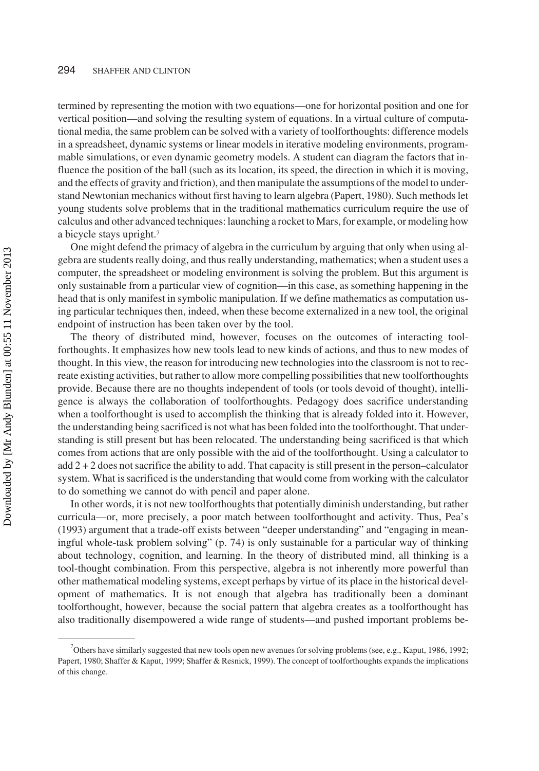termined by representing the motion with two equations—one for horizontal position and one for vertical position—and solving the resulting system of equations. In a virtual culture of computational media, the same problem can be solved with a variety of toolforthoughts: difference models in a spreadsheet, dynamic systems or linear models in iterative modeling environments, programmable simulations, or even dynamic geometry models. A student can diagram the factors that influence the position of the ball (such as its location, its speed, the direction in which it is moving, and the effects of gravity and friction), and then manipulate the assumptions of the model to understand Newtonian mechanics without first having to learn algebra (Papert, 1980). Such methods let young students solve problems that in the traditional mathematics curriculum require the use of calculus and other advanced techniques: launching a rocket to Mars, for example, or modeling how a bicycle stays upright.[7]

One might defend the primacy of algebra in the curriculum by arguing that only when using algebra are students really doing, and thus really understanding, mathematics; when a student uses a computer, the spreadsheet or modeling environment is solving the problem. But this argument is only sustainable from a particular view of cognition—in this case, as something happening in the head that is only manifest in symbolic manipulation. If we define mathematics as computation using particular techniques then, indeed, when these become externalized in a new tool, the original endpoint of instruction has been taken over by the tool.

The theory of distributed mind, however, focuses on the outcomes of interacting toolforthoughts. It emphasizes how new tools lead to new kinds of actions, and thus to new modes of thought. In this view, the reason for introducing new technologies into the classroom is not to recreate existing activities, but rather to allow more compelling possibilities that new toolforthoughts provide. Because there are no thoughts independent of tools (or tools devoid of thought), intelligence is always the collaboration of toolforthoughts. Pedagogy does sacrifice understanding when a toolforthought is used to accomplish the thinking that is already folded into it. However, the understanding being sacrificed is not what has been folded into the toolforthought. That understanding is still present but has been relocated. The understanding being sacrificed is that which comes from actions that are only possible with the aid of the toolforthought. Using a calculator to add 2 + 2 does not sacrifice the ability to add. That capacity is still present in the person–calculator system. What is sacrificed is the understanding that would come from working with the calculator to do something we cannot do with pencil and paper alone.

In other words, it is not new toolforthoughts that potentially diminish understanding, but rather curricula—or, more precisely, a poor match between toolforthought and activity. Thus, Pea's (1993) argument that a trade-off exists between "deeper understanding" and "engaging in meaningful whole-task problem solving" (p. 74) is only sustainable for a particular way of thinking about technology, cognition, and learning. In the theory of distributed mind, all thinking is a tool-thought combination. From this perspective, algebra is not inherently more powerful than other mathematical modeling systems, except perhaps by virtue of its place in the historical development of mathematics. It is not enough that algebra has traditionally been a dominant toolforthought, however, because the social pattern that algebra creates as a toolforthought has also traditionally disempowered a wide range of students—and pushed important problems be-

[7]Others have similarly suggested that new tools open new avenues for solving problems (see, e.g., Kaput, 1986, 1992; Papert, 1980; Shaffer & Kaput, 1999; Shaffer & Resnick, 1999). The concept of toolforthoughts expands the implications of this change.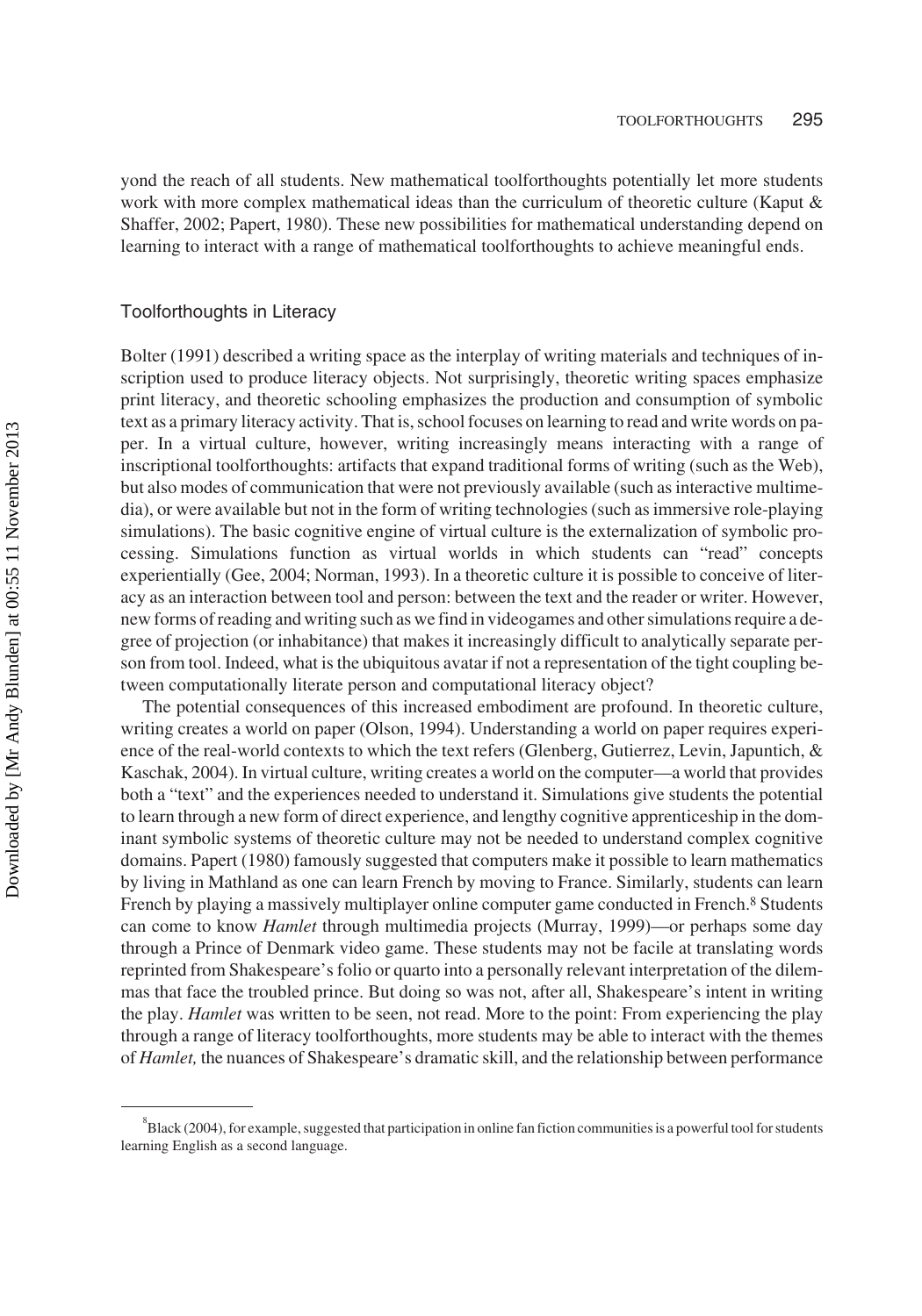yond the reach of all students. New mathematical toolforthoughts potentially let more students work with more complex mathematical ideas than the curriculum of theoretic culture (Kaput & Shaffer, 2002; Papert, 1980). These new possibilities for mathematical understanding depend on learning to interact with a range of mathematical toolforthoughts to achieve meaningful ends.

### Toolforthoughts in Literacy

Bolter (1991) described a writing space as the interplay of writing materials and techniques of inscription used to produce literacy objects. Not surprisingly, theoretic writing spaces emphasize print literacy, and theoretic schooling emphasizes the production and consumption of symbolic text as a primary literacy activity. That is, school focuses on learning to read and write words on paper. In a virtual culture, however, writing increasingly means interacting with a range of inscriptional toolforthoughts: artifacts that expand traditional forms of writing (such as the Web), but also modes of communication that were not previously available (such as interactive multimedia), or were available but not in the form of writing technologies (such as immersive role-playing simulations). The basic cognitive engine of virtual culture is the externalization of symbolic processing. Simulations function as virtual worlds in which students can "read" concepts experientially (Gee, 2004; Norman, 1993). In a theoretic culture it is possible to conceive of literacy as an interaction between tool and person: between the text and the reader or writer. However, new forms of reading and writing such as we find in videogames and other simulations require a degree of projection (or inhabitance) that makes it increasingly difficult to analytically separate person from tool. Indeed, what is the ubiquitous avatar if not a representation of the tight coupling between computationally literate person and computational literacy object?

The potential consequences of this increased embodiment are profound. In theoretic culture, writing creates a world on paper (Olson, 1994). Understanding a world on paper requires experience of the real-world contexts to which the text refers (Glenberg, Gutierrez, Levin, Japuntich, & Kaschak, 2004). In virtual culture, writing creates a world on the computer—a world that provides both a "text" and the experiences needed to understand it. Simulations give students the potential to learn through a new form of direct experience, and lengthy cognitive apprenticeship in the dominant symbolic systems of theoretic culture may not be needed to understand complex cognitive domains. Papert (1980) famously suggested that computers make it possible to learn mathematics by living in Mathland as one can learn French by moving to France. Similarly, students can learn French by playing a massively multiplayer online computer game conducted in French.[8] Students can come to know *Hamlet* through multimedia projects (Murray, 1999)—or perhaps some day through a Prince of Denmark video game. These students may not be facile at translating words reprinted from Shakespeare's folio or quarto into a personally relevant interpretation of the dilemmas that face the troubled prince. But doing so was not, after all, Shakespeare's intent in writing the play. *Hamlet* was written to be seen, not read. More to the point: From experiencing the play through a range of literacy toolforthoughts, more students may be able to interact with the themes of *Hamlet,* the nuances of Shakespeare's dramatic skill, and the relationship between performance

[8]Black (2004), for example, suggested that participation in online fan fiction communities is a powerful tool for students learning English as a second language.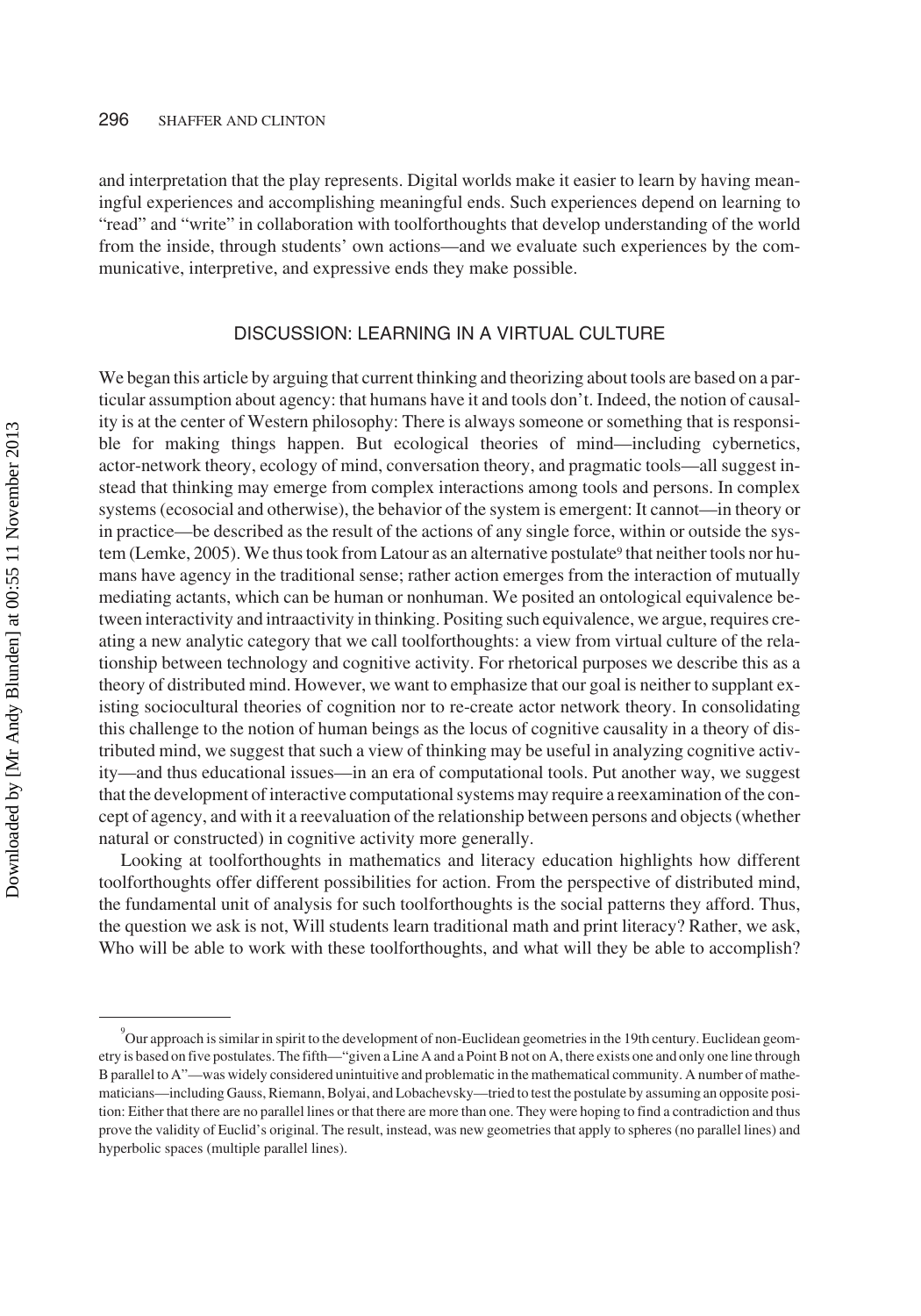and interpretation that the play represents. Digital worlds make it easier to learn by having meaningful experiences and accomplishing meaningful ends. Such experiences depend on learning to "read" and "write" in collaboration with toolforthoughts that develop understanding of the world from the inside, through students' own actions—and we evaluate such experiences by the communicative, interpretive, and expressive ends they make possible.

## DISCUSSION: LEARNING IN A VIRTUAL CULTURE

We began this article by arguing that current thinking and theorizing about tools are based on a particular assumption about agency: that humans have it and tools don't. Indeed, the notion of causality is at the center of Western philosophy: There is always someone or something that is responsible for making things happen. But ecological theories of mind—including cybernetics, actor-network theory, ecology of mind, conversation theory, and pragmatic tools—all suggest instead that thinking may emerge from complex interactions among tools and persons. In complex systems (ecosocial and otherwise), the behavior of the system is emergent: It cannot—in theory or in practice—be described as the result of the actions of any single force, within or outside the system (Lemke, 2005). We thus took from Latour as an alternative postulate[9] that neither tools nor humans have agency in the traditional sense; rather action emerges from the interaction of mutually mediating actants, which can be human or nonhuman. We posited an ontological equivalence between interactivity and intraactivity in thinking. Positing such equivalence, we argue, requires creating a new analytic category that we call toolforthoughts: a view from virtual culture of the relationship between technology and cognitive activity. For rhetorical purposes we describe this as a theory of distributed mind. However, we want to emphasize that our goal is neither to supplant existing sociocultural theories of cognition nor to re-create actor network theory. In consolidating this challenge to the notion of human beings as the locus of cognitive causality in a theory of distributed mind, we suggest that such a view of thinking may be useful in analyzing cognitive activity—and thus educational issues—in an era of computational tools. Put another way, we suggest that the development of interactive computational systems may require a reexamination of the concept of agency, and with it a reevaluation of the relationship between persons and objects (whether natural or constructed) in cognitive activity more generally.

Looking at toolforthoughts in mathematics and literacy education highlights how different toolforthoughts offer different possibilities for action. From the perspective of distributed mind, the fundamental unit of analysis for such toolforthoughts is the social patterns they afford. Thus, the question we ask is not, Will students learn traditional math and print literacy? Rather, we ask, Who will be able to work with these toolforthoughts, and what will they be able to accomplish?

[9] Our approach is similar in spirit to the development of non-Euclidean geometries in the 19th century. Euclidean geometry is based on five postulates. The fifth—"given a Line A and a Point B not on A, there exists one and only one line through B parallel to A"—was widely considered unintuitive and problematic in the mathematical community. A number of mathematicians—including Gauss, Riemann, Bolyai, and Lobachevsky—tried to test the postulate by assuming an opposite position: Either that there are no parallel lines or that there are more than one. They were hoping to find a contradiction and thus prove the validity of Euclid's original. The result, instead, was new geometries that apply to spheres (no parallel lines) and hyperbolic spaces (multiple parallel lines).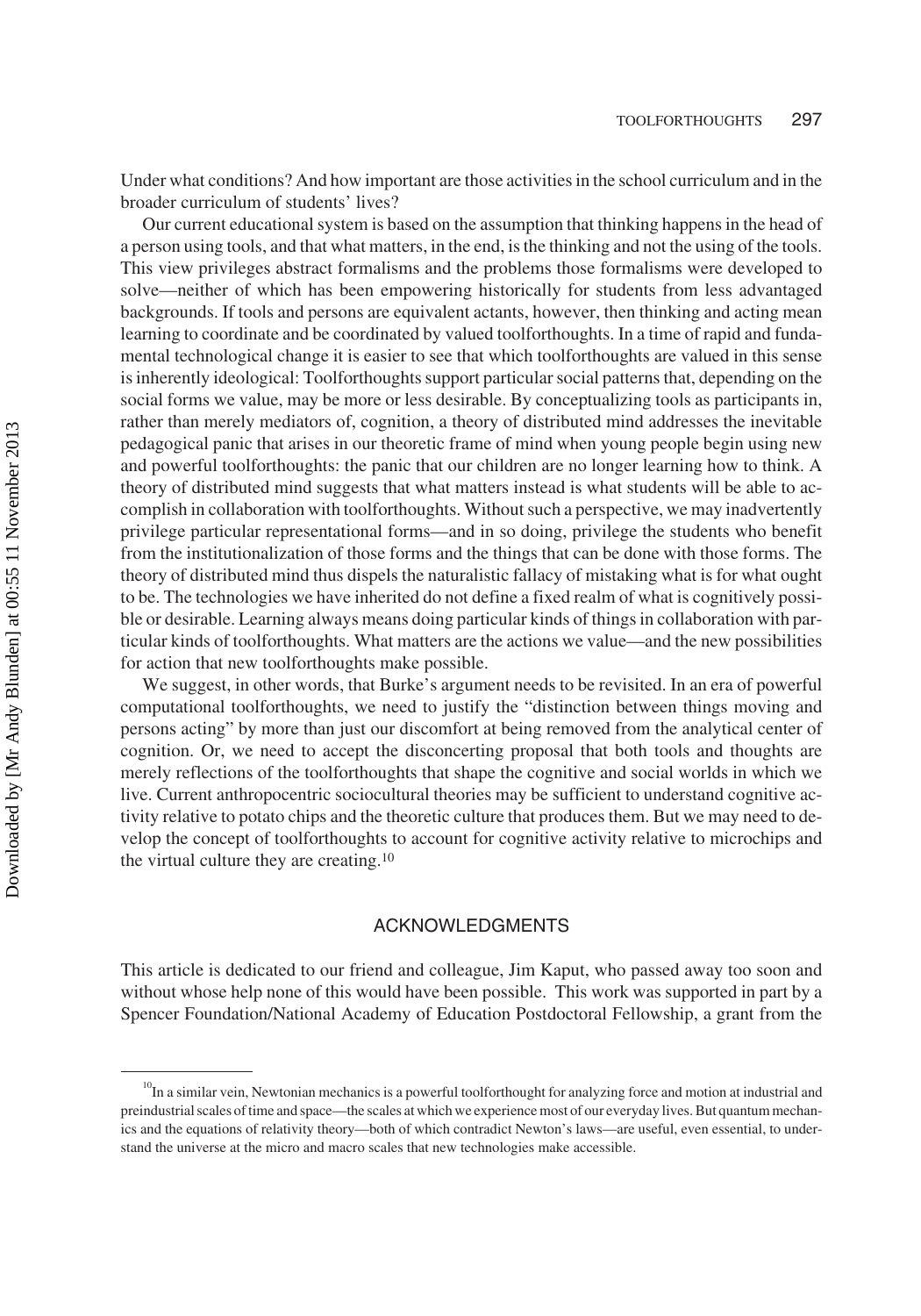Under what conditions? And how important are those activities in the school curriculum and in the broader curriculum of students' lives?

Our current educational system is based on the assumption that thinking happens in the head of a person using tools, and that what matters, in the end, is the thinking and not the using of the tools. This view privileges abstract formalisms and the problems those formalisms were developed to solve—neither of which has been empowering historically for students from less advantaged backgrounds. If tools and persons are equivalent actants, however, then thinking and acting mean learning to coordinate and be coordinated by valued toolforthoughts. In a time of rapid and fundamental technological change it is easier to see that which toolforthoughts are valued in this sense is inherently ideological: Toolforthoughts support particular social patterns that, depending on the social forms we value, may be more or less desirable. By conceptualizing tools as participants in, rather than merely mediators of, cognition, a theory of distributed mind addresses the inevitable pedagogical panic that arises in our theoretic frame of mind when young people begin using new and powerful toolforthoughts: the panic that our children are no longer learning how to think. A theory of distributed mind suggests that what matters instead is what students will be able to accomplish in collaboration with toolforthoughts. Without such a perspective, we may inadvertently privilege particular representational forms—and in so doing, privilege the students who benefit from the institutionalization of those forms and the things that can be done with those forms. The theory of distributed mind thus dispels the naturalistic fallacy of mistaking what is for what ought to be. The technologies we have inherited do not define a fixed realm of what is cognitively possible or desirable. Learning always means doing particular kinds of things in collaboration with particular kinds of toolforthoughts. What matters are the actions we value—and the new possibilities for action that new toolforthoughts make possible.

We suggest, in other words, that Burke's argument needs to be revisited. In an era of powerful computational toolforthoughts, we need to justify the "distinction between things moving and persons acting" by more than just our discomfort at being removed from the analytical center of cognition. Or, we need to accept the disconcerting proposal that both tools and thoughts are merely reflections of the toolforthoughts that shape the cognitive and social worlds in which we live. Current anthropocentric sociocultural theories may be sufficient to understand cognitive activity relative to potato chips and the theoretic culture that produces them. But we may need to develop the concept of toolforthoughts to account for cognitive activity relative to microchips and the virtual culture they are creating.[10]

## ACKNOWLEDGMENTS

This article is dedicated to our friend and colleague, Jim Kaput, who passed away too soon and without whose help none of this would have been possible. This work was supported in part by a Spencer Foundation/National Academy of Education Postdoctoral Fellowship, a grant from the

[10]In a similar vein, Newtonian mechanics is a powerful toolforthought for analyzing force and motion at industrial and preindustrial scales of time and space—the scales at which we experience most of our everyday lives. But quantum mechanics and the equations of relativity theory—both of which contradict Newton's laws—are useful, even essential, to understand the universe at the micro and macro scales that new technologies make accessible.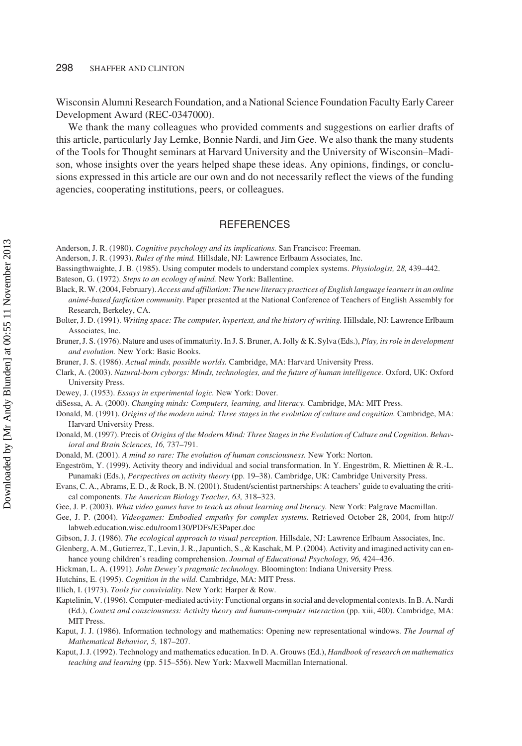Wisconsin Alumni Research Foundation, and a National Science Foundation Faculty Early Career Development Award (REC-0347000).

We thank the many colleagues who provided comments and suggestions on earlier drafts of this article, particularly Jay Lemke, Bonnie Nardi, and Jim Gee. We also thank the many students of the Tools for Thought seminars at Harvard University and the University of Wisconsin–Madison, whose insights over the years helped shape these ideas. Any opinions, findings, or conclusions expressed in this article are our own and do not necessarily reflect the views of the funding agencies, cooperating institutions, peers, or colleagues.

## REFERENCES

Anderson, J. R. (1980). *Cognitive psychology and its implications.* San Francisco: Freeman.

Anderson, J. R. (1993). *Rules of the mind.* Hillsdale, NJ: Lawrence Erlbaum Associates, Inc.

Bassingthwaighte, J. B. (1985). Using computer models to understand complex systems. *Physiologist, 28,* 439–442.

Bateson, G. (1972). *Steps to an ecology of mind.* New York: Ballentine.

Black, R. W. (2004, February). *Access and affiliation: The new literacy practices of English language learners in an online animé-based fanfiction community.* Paper presented at the National Conference of Teachers of English Assembly for Research, Berkeley, CA.

Bolter, J. D. (1991). *Writing space: The computer, hypertext, and the history of writing.* Hillsdale, NJ: Lawrence Erlbaum Associates, Inc.

Bruner, J. S. (1976). Nature and uses of immaturity. In J. S. Bruner, A. Jolly & K. Sylva (Eds.), *Play, its role in development and evolution.* New York: Basic Books.

Bruner, J. S. (1986). *Actual minds, possible worlds.* Cambridge, MA: Harvard University Press.

Clark, A. (2003). *Natural-born cyborgs: Minds, technologies, and the future of human intelligence.* Oxford, UK: Oxford University Press.

Dewey, J. (1953). *Essays in experimental logic.* New York: Dover.

diSessa, A. A. (2000). *Changing minds: Computers, learning, and literacy.* Cambridge, MA: MIT Press.

Donald, M. (1991). *Origins of the modern mind: Three stages in the evolution of culture and cognition.* Cambridge, MA: Harvard University Press.

Donald, M. (1997). Precis of *Origins of the Modern Mind: Three Stages in the Evolution of Culture and Cognition. Behavioral and Brain Sciences, 16,* 737–791.

Donald, M. (2001). *A mind so rare: The evolution of human consciousness.* New York: Norton.

Engeström, Y. (1999). Activity theory and individual and social transformation. In Y. Engeström, R. Miettinen & R.-L. Punamaki (Eds.), *Perspectives on activity theory* (pp. 19–38). Cambridge, UK: Cambridge University Press.

Evans, C. A., Abrams, E. D., & Rock, B. N. (2001). Student/scientist partnerships: A teachers' guide to evaluating the critical components. *The American Biology Teacher, 63,* 318–323.

Gee, J. P. (2003). *What video games have to teach us about learning and literacy.* New York: Palgrave Macmillan.

Gee, J. P. (2004). *Videogames: Embodied empathy for complex systems.* Retrieved October 28, 2004, from http://labweb.education.wisc.edu/room130/PDFs/E3Paper.doc

Gibson, J. J. (1986). *The ecological approach to visual perception.* Hillsdale, NJ: Lawrence Erlbaum Associates, Inc.

Glenberg, A. M., Gutierrez, T., Levin, J. R., Japuntich, S., & Kaschak, M. P. (2004). Activity and imagined activity can enhance young children's reading comprehension. *Journal of Educational Psychology, 96,* 424–436.

Hickman, L. A. (1991). *John Dewey's pragmatic technology.* Bloomington: Indiana University Press.

Hutchins, E. (1995). *Cognition in the wild.* Cambridge, MA: MIT Press.

Illich, I. (1973). *Tools for conviviality.* New York: Harper & Row.

Kaptelinin, V. (1996). Computer-mediated activity: Functional organs in social and developmental contexts. In B. A. Nardi (Ed.), *Context and consciousness: Activity theory and human-computer interaction* (pp. xiii, 400). Cambridge, MA: MIT Press.

Kaput, J. J. (1986). Information technology and mathematics: Opening new representational windows. *The Journal of Mathematical Behavior, 5,* 187–207.

Kaput, J. J. (1992). Technology and mathematics education. In D. A. Grouws (Ed.), *Handbook of research on mathematics teaching and learning* (pp. 515–556). New York: Maxwell Macmillan International.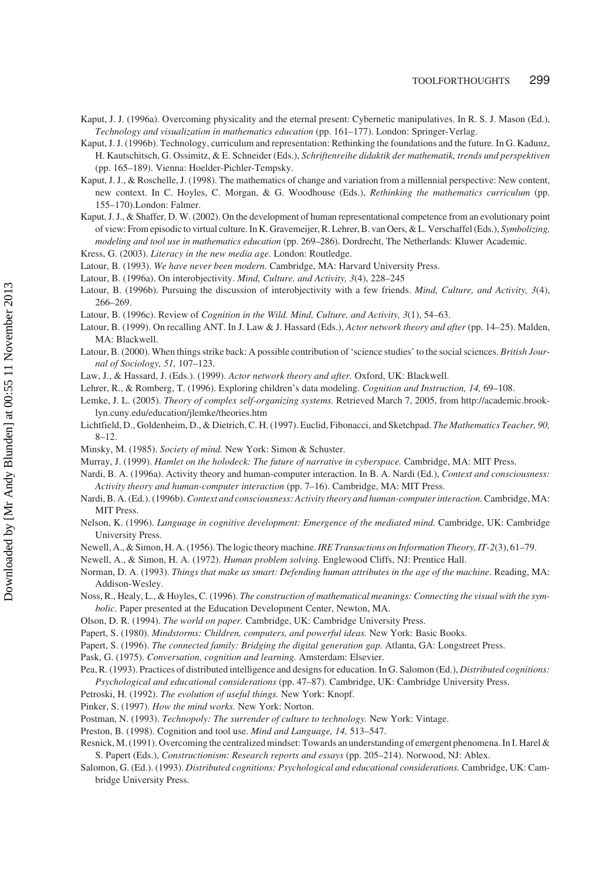Kaput, J. J. (1996a). Overcoming physicality and the eternal present: Cybernetic manipulatives. In R. S. J. Mason (Ed.), *Technology and visualization in mathematics education* (pp. 161–177). London: Springer-Verlag.

Kaput, J. J. (1996b). Technology, curriculum and representation: Rethinking the foundations and the future. In G. Kadunz, H. Kautschitsch, G. Ossimitz, & E. Schneider (Eds.), *Schriftenreihe didaktik der mathematik, trends und perspektiven* (pp. 165–189). Vienna: Hoelder-Pichler-Tempsky.

Kaput, J. J., & Roschelle, J. (1998). The mathematics of change and variation from a millennial perspective: New content, new context. In C. Hoyles, C. Morgan, & G. Woodhouse (Eds.), *Rethinking the mathematics curriculum* (pp. 155–170).London: Falmer.

Kaput, J. J., & Shaffer, D. W. (2002). On the development of human representational competence from an evolutionary point of view: From episodic to virtual culture. In K. Gravemeijer, R. Lehrer, B. van Oers, & L. Verschaffel (Eds.), *Symbolizing, modeling and tool use in mathematics education* (pp. 269–286). Dordrecht, The Netherlands: Kluwer Academic.

Kress, G. (2003). *Literacy in the new media age.* London: Routledge.

Latour, B. (1993). *We have never been modern.* Cambridge, MA: Harvard University Press.

Latour, B. (1996a). On interobjectivity. *Mind, Culture, and Activity, 3*(4), 228–245

Latour, B. (1996b). Pursuing the discussion of interobjectivity with a few friends. *Mind, Culture, and Activity, 3*(4), 266–269.

Latour, B. (1996c). Review of *Cognition in the Wild. Mind, Culture, and Activity, 3*(1), 54–63.

Latour, B. (1999). On recalling ANT. In J. Law & J. Hassard (Eds.), *Actor network theory and after* (pp. 14–25). Malden, MA: Blackwell.

Latour, B. (2000). When things strike back: A possible contribution of 'science studies' to the social sciences. *British Journal of Sociology, 51,* 107–123.

Law, J., & Hassard, J. (Eds.). (1999). *Actor network theory and after.* Oxford, UK: Blackwell.

Lehrer, R., & Romberg, T. (1996). Exploring children's data modeling. *Cognition and Instruction, 14,* 69–108.

Lemke, J. L. (2005). *Theory of complex self-organizing systems.* Retrieved March 7, 2005, from http://academic.brooklyn.cuny.edu/education/jlemke/theories.htm

Lichtfield, D., Goldenheim, D., & Dietrich, C. H. (1997). Euclid, Fibonacci, and Sketchpad. *The Mathematics Teacher, 90,* 8–12.

Minsky, M. (1985). *Society of mind.* New York: Simon & Schuster.

Murray, J. (1999). *Hamlet on the holodeck: The future of narrative in cyberspace.* Cambridge, MA: MIT Press.

Nardi, B. A. (1996a). Activity theory and human-computer interaction. In B. A. Nardi (Ed.), *Context and consciousness: Activity theory and human-computer interaction* (pp. 7–16). Cambridge, MA: MIT Press.

Nardi, B. A. (Ed.). (1996b). *Context and consciousness: Activity theory and human-computer interaction.* Cambridge, MA: MIT Press.

Nelson, K. (1996). *Language in cognitive development: Emergence of the mediated mind.* Cambridge, UK: Cambridge University Press.

Newell, A., & Simon, H. A. (1956). The logic theory machine. *IRE Transactions on Information Theory, IT-2*(3), 61–79.

Newell, A., & Simon, H. A. (1972). *Human problem solving.* Englewood Cliffs, NJ: Prentice Hall.

Norman, D. A. (1993). *Things that make us smart: Defending human attributes in the age of the machine.* Reading, MA: Addison-Wesley.

Noss, R., Healy, L., & Hoyles, C. (1996). *The construction of mathematical meanings: Connecting the visual with the symbolic.* Paper presented at the Education Development Center, Newton, MA.

Olson, D. R. (1994). *The world on paper.* Cambridge, UK: Cambridge University Press.

Papert, S. (1980). *Mindstorms: Children, computers, and powerful ideas.* New York: Basic Books.

Papert, S. (1996). *The connected family: Bridging the digital generation gap.* Atlanta, GA: Longstreet Press.

Pask, G. (1975). *Conversation, cognition and learning.* Amsterdam: Elsevier.

Pea, R. (1993). Practices of distributed intelligence and designs for education. In G. Salomon (Ed.), *Distributed cognitions: Psychological and educational considerations* (pp. 47–87). Cambridge, UK: Cambridge University Press.

Petroski, H. (1992). *The evolution of useful things.* New York: Knopf.

Pinker, S. (1997). *How the mind works.* New York: Norton.

Postman, N. (1993). *Technopoly: The surrender of culture to technology.* New York: Vintage.

Preston, B. (1998). Cognition and tool use. *Mind and Language, 14,* 513–547.

Resnick, M. (1991). Overcoming the centralized mindset: Towards an understanding of emergent phenomena. In I. Harel & S. Papert (Eds.), *Constructionism: Research reports and essays* (pp. 205–214). Norwood, NJ: Ablex.

Salomon, G. (Ed.). (1993). *Distributed cognitions: Psychological and educational considerations.* Cambridge, UK: Cambridge University Press.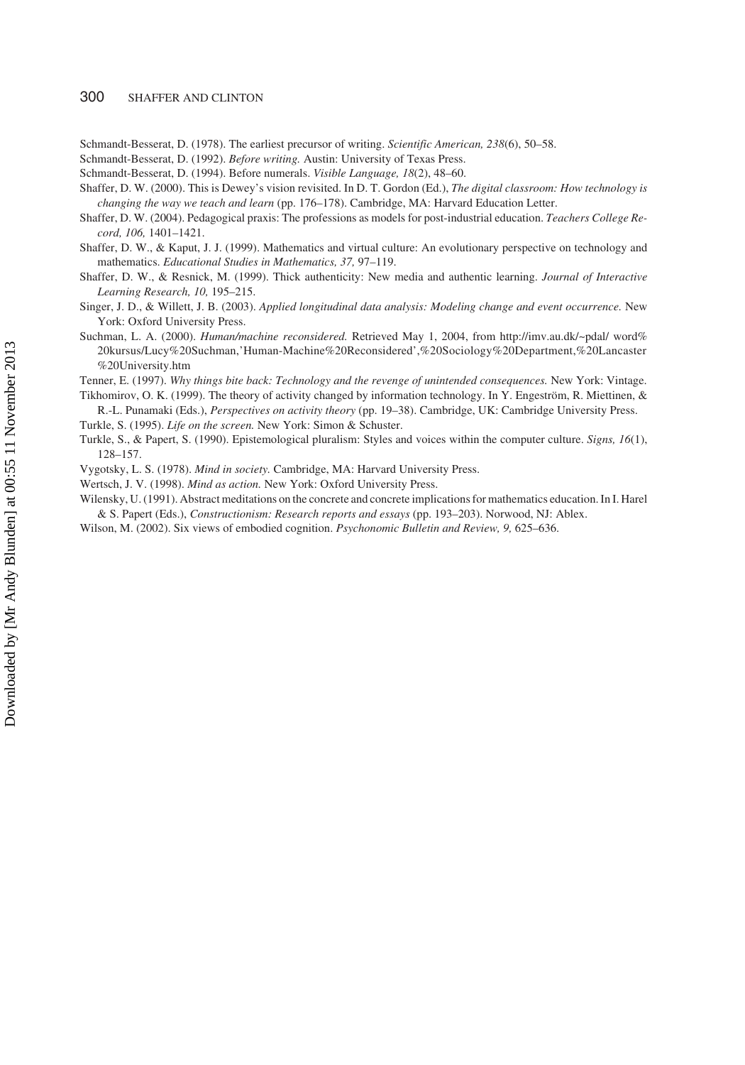Schmandt-Besserat, D. (1978). The earliest precursor of writing. *Scientific American, 238*(6), 50–58.

Schmandt-Besserat, D. (1992). *Before writing.* Austin: University of Texas Press.

Schmandt-Besserat, D. (1994). Before numerals. *Visible Language, 18*(2), 48–60.

Shaffer, D. W. (2000). This is Dewey's vision revisited. In D. T. Gordon (Ed.), *The digital classroom: How technology is changing the way we teach and learn* (pp. 176–178). Cambridge, MA: Harvard Education Letter.

Shaffer, D. W. (2004). Pedagogical praxis: The professions as models for post-industrial education. *Teachers College Record, 106,* 1401–1421.

Shaffer, D. W., & Kaput, J. J. (1999). Mathematics and virtual culture: An evolutionary perspective on technology and mathematics. *Educational Studies in Mathematics, 37,* 97–119.

Shaffer, D. W., & Resnick, M. (1999). Thick authenticity: New media and authentic learning. *Journal of Interactive Learning Research, 10,* 195–215.

Singer, J. D., & Willett, J. B. (2003). *Applied longitudinal data analysis: Modeling change and event occurrence.* New York: Oxford University Press.

Suchman, L. A. (2000). *Human/machine reconsidered.* Retrieved May 1, 2004, from http://imv.au.dk/~pdal/ word%20kursus/Lucy%20Suchman,'Human-Machine%20Reconsidered',%20Sociology%20Department,%20Lancaster%20University.htm

Tenner, E. (1997). *Why things bite back: Technology and the revenge of unintended consequences.* New York: Vintage.

Tikhomirov, O. K. (1999). The theory of activity changed by information technology. In Y. Engeström, R. Miettinen, & R.-L. Punamaki (Eds.), *Perspectives on activity theory* (pp. 19–38). Cambridge, UK: Cambridge University Press.

Turkle, S. (1995). *Life on the screen.* New York: Simon & Schuster.

Turkle, S., & Papert, S. (1990). Epistemological pluralism: Styles and voices within the computer culture. *Signs, 16*(1), 128–157.

Vygotsky, L. S. (1978). *Mind in society.* Cambridge, MA: Harvard University Press.

Wertsch, J. V. (1998). *Mind as action.* New York: Oxford University Press.

Wilensky, U. (1991). Abstract meditations on the concrete and concrete implications for mathematics education. In I. Harel & S. Papert (Eds.), *Constructionism: Research reports and essays* (pp. 193–203). Norwood, NJ: Ablex.

Wilson, M. (2002). Six views of embodied cognition. *Psychonomic Bulletin and Review, 9,* 625–636.